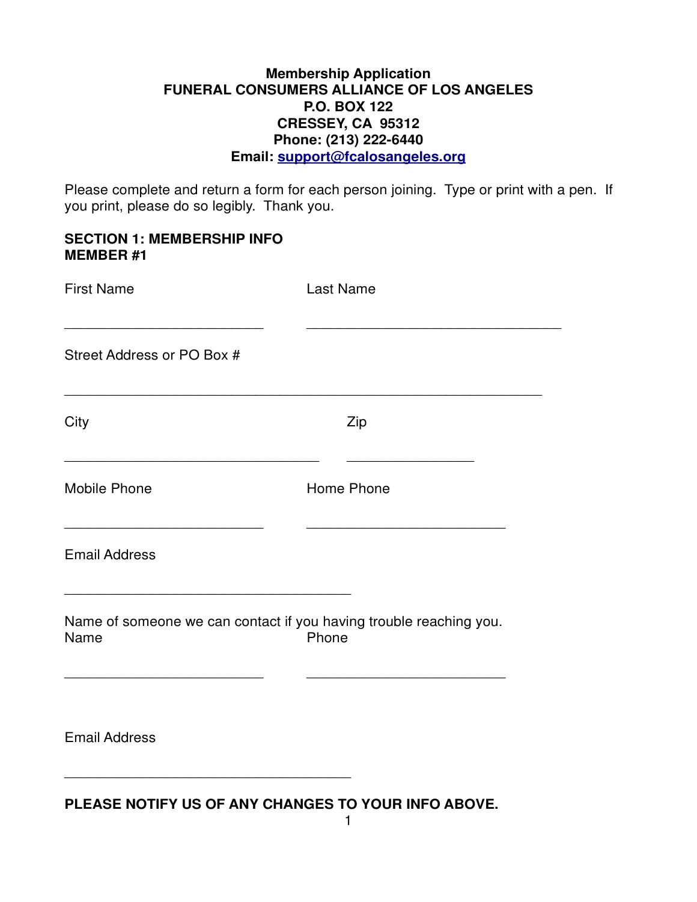**Membership Application**
**FUNERAL CONSUMERS ALLIANCE OF LOS ANGELES**
**P.O. BOX 122**
**CRESSEY, CA 95312**
**Phone: (213) 222-6440**
**Email: [support@fcalosangeles.org](mailto:support@fcalosangeles.org)**

Please complete and return a form for each person joining. Type or print with a pen. If you print, please do so legibly. Thank you.

**SECTION 1: MEMBERSHIP INFO**
**MEMBER #1**

First Name ____________________________ Last Name ____________________________________

Street Address or PO Box #

___________________________________________________________________

City ___________________________________ Zip __________________

Mobile Phone ____________________________ Home Phone ____________________________

Email Address

_________________________________________

Name of someone we can contact if you having trouble reaching you.

Name ____________________________ Phone ____________________________

Email Address

_________________________________________

**PLEASE NOTIFY US OF ANY CHANGES TO YOUR INFO ABOVE.**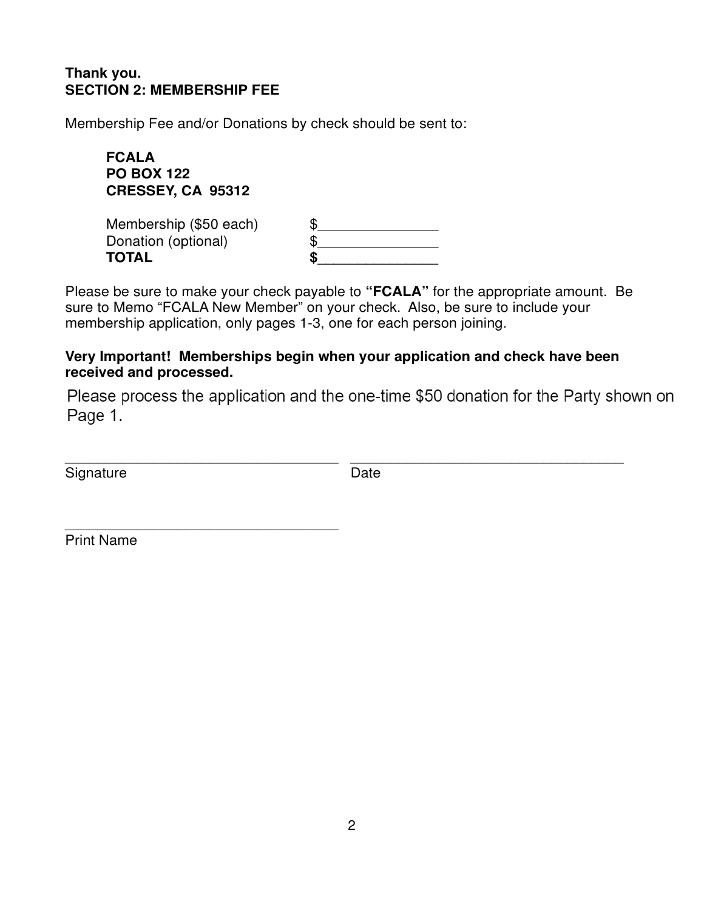**Thank you.**

**SECTION 2: MEMBERSHIP FEE**

Membership Fee and/or Donations by check should be sent to:

**FCALA**
**PO BOX 122**
**CRESSEY, CA 95312**

| | |
|---|---|
| Membership ($50 each) | $_______________ |
| Donation (optional) | $_______________ |
| **TOTAL** | **$_______________** |

Please be sure to make your check payable to **"FCALA"** for the appropriate amount. Be sure to Memo "FCALA New Member" on your check. Also, be sure to include your membership application, only pages 1-3, one for each person joining.

**Very Important! Memberships begin when your application and check have been received and processed.**

Please process the application and the one-time $50 donation for the Party shown on Page 1.

_________________________________ _________________________________
Signature Date

_________________________________
Print Name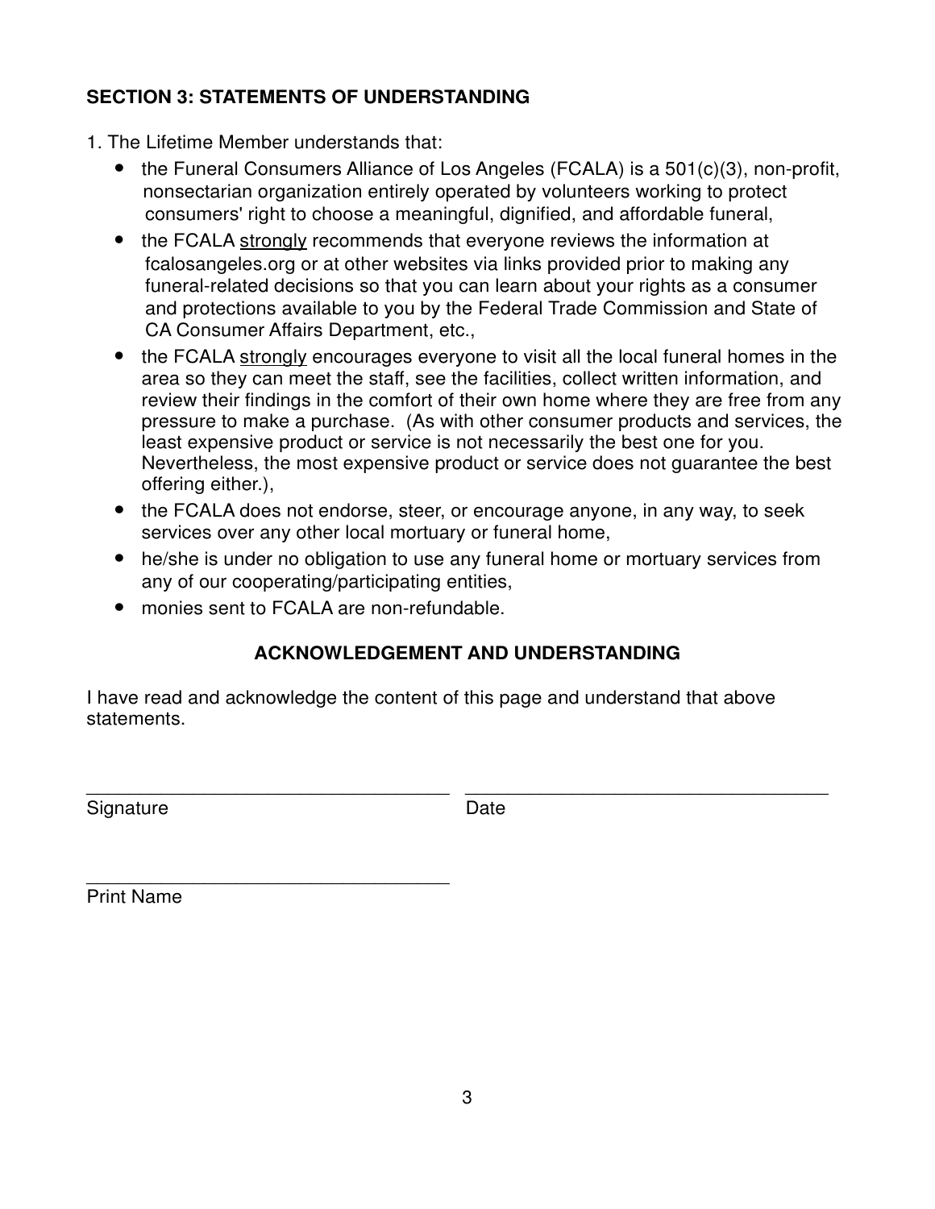**SECTION 3: STATEMENTS OF UNDERSTANDING**

1. The Lifetime Member understands that:
    - the Funeral Consumers Alliance of Los Angeles (FCALA) is a 501(c)(3), non-profit, nonsectarian organization entirely operated by volunteers working to protect consumers' right to choose a meaningful, dignified, and affordable funeral,
    - the FCALA <u>strongly</u> recommends that everyone reviews the information at fcalosangeles.org or at other websites via links provided prior to making any funeral-related decisions so that you can learn about your rights as a consumer and protections available to you by the Federal Trade Commission and State of CA Consumer Affairs Department, etc.,
    - the FCALA <u>strongly</u> encourages everyone to visit all the local funeral homes in the area so they can meet the staff, see the facilities, collect written information, and review their findings in the comfort of their own home where they are free from any pressure to make a purchase. (As with other consumer products and services, the least expensive product or service is not necessarily the best one for you. Nevertheless, the most expensive product or service does not guarantee the best offering either.),
    - the FCALA does not endorse, steer, or encourage anyone, in any way, to seek services over any other local mortuary or funeral home,
    - he/she is under no obligation to use any funeral home or mortuary services from any of our cooperating/participating entities,
    - monies sent to FCALA are non-refundable.

**ACKNOWLEDGEMENT AND UNDERSTANDING**

I have read and acknowledge the content of this page and understand that above statements.

\_\_\_\_\_\_\_\_\_\_\_\_\_\_\_\_\_\_\_\_\_\_\_\_\_\_\_\_\_\_\_\_\_\_\_ \_\_\_\_\_\_\_\_\_\_\_\_\_\_\_\_\_\_\_\_\_\_\_\_\_\_\_\_\_\_\_\_\_\_\_

Signature Date

\_\_\_\_\_\_\_\_\_\_\_\_\_\_\_\_\_\_\_\_\_\_\_\_\_\_\_\_\_\_\_\_\_\_\_

Print Name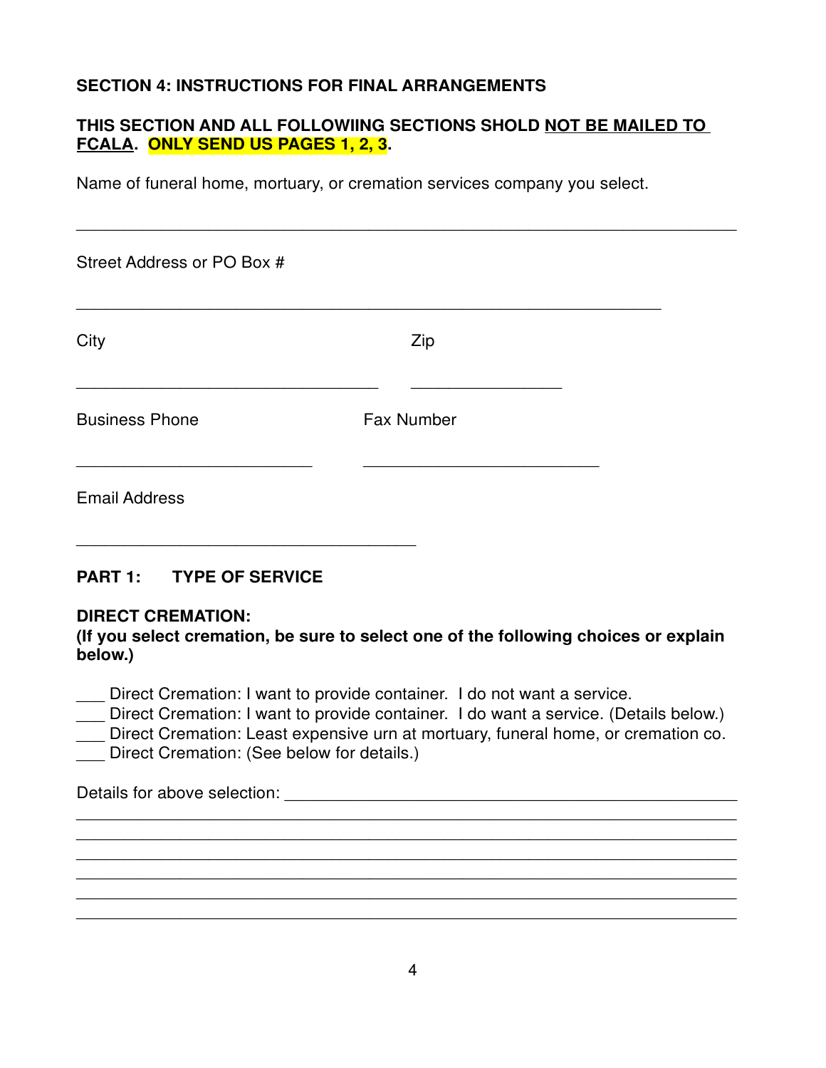**SECTION 4: INSTRUCTIONS FOR FINAL ARRANGEMENTS**

**THIS SECTION AND ALL FOLLOWIING SECTIONS SHOLD NOT BE MAILED TO FCALA. ONLY SEND US PAGES 1, 2, 3.**

Name of funeral home, mortuary, or cremation services company you select.

___________________________________________________________________

Street Address or PO Box #

___________________________________________________________

City ________________________________ Zip ________________

Business Phone _________________________ Fax Number _________________________

Email Address

___________________________________

**PART 1: TYPE OF SERVICE**

**DIRECT CREMATION:**
**(If you select cremation, be sure to select one of the following choices or explain below.)**

___ Direct Cremation: I want to provide container. I do not want a service.
___ Direct Cremation: I want to provide container. I do want a service. (Details below.)
___ Direct Cremation: Least expensive urn at mortuary, funeral home, or cremation co.
___ Direct Cremation: (See below for details.)

Details for above selection: ______________________________________________
___________________________________________________________________
___________________________________________________________________
___________________________________________________________________
___________________________________________________________________
___________________________________________________________________
___________________________________________________________________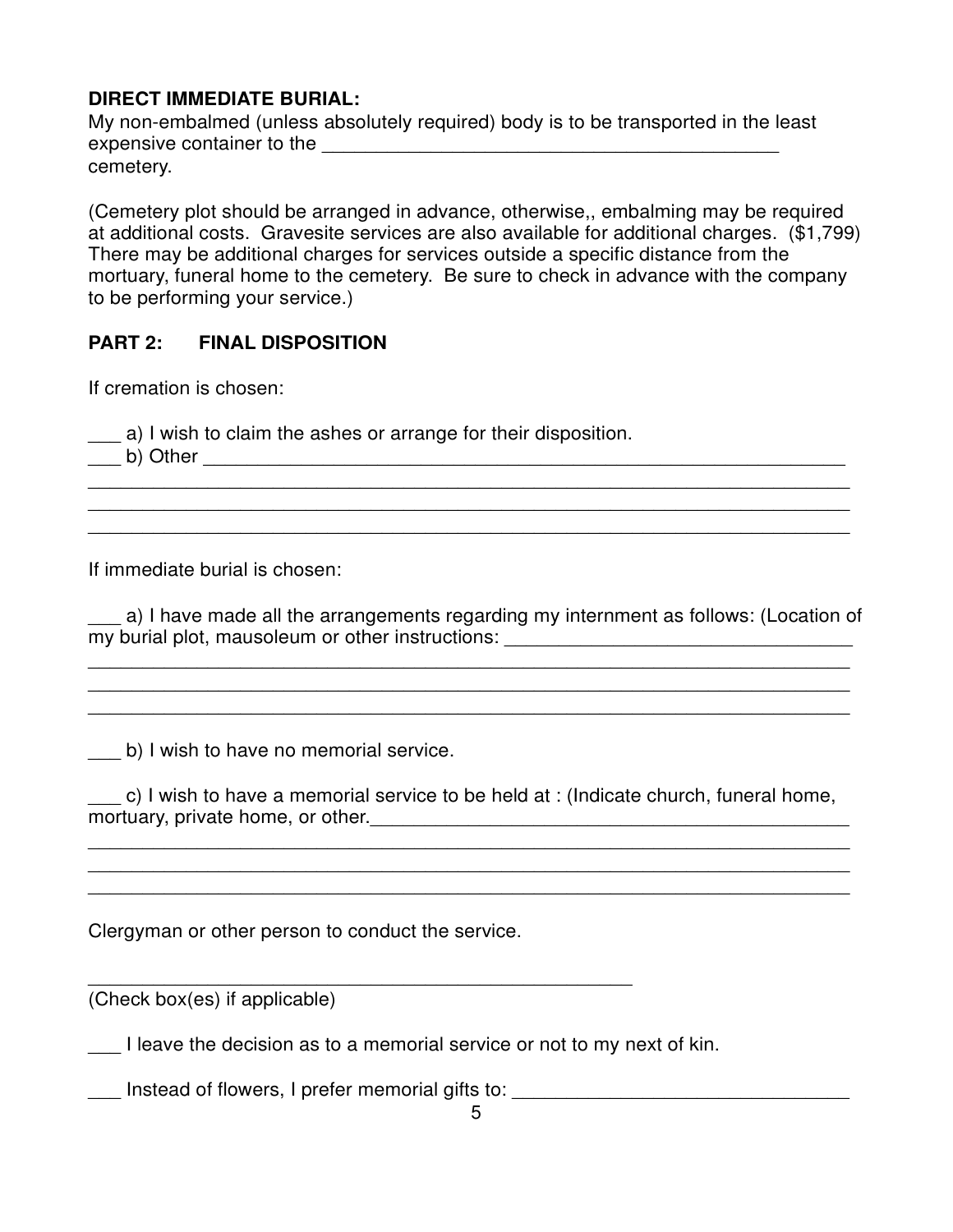**DIRECT IMMEDIATE BURIAL:**
My non-embalmed (unless absolutely required) body is to be transported in the least expensive container to the ____________________________________________ cemetery.

(Cemetery plot should be arranged in advance, otherwise,, embalming may be required at additional costs. Gravesite services are also available for additional charges. ($1,799) There may be additional charges for services outside a specific distance from the mortuary, funeral home to the cemetery. Be sure to check in advance with the company to be performing your service.)

## PART 2: FINAL DISPOSITION

If cremation is chosen:

___ a) I wish to claim the ashes or arrange for their disposition.
___ b) Other _______________________________________________________________
___________________________________________________________________________
___________________________________________________________________________
___________________________________________________________________________

If immediate burial is chosen:

___ a) I have made all the arrangements regarding my internment as follows: (Location of my burial plot, mausoleum or other instructions: _________________________________
___________________________________________________________________________
___________________________________________________________________________
___________________________________________________________________________

___ b) I wish to have no memorial service.

___ c) I wish to have a memorial service to be held at : (Indicate church, funeral home, mortuary, private home, or other.________________________________________________
___________________________________________________________________________
___________________________________________________________________________
___________________________________________________________________________

Clergyman or other person to conduct the service.

_____________________________________________________
(Check box(es) if applicable)

___ I leave the decision as to a memorial service or not to my next of kin.

___ Instead of flowers, I prefer memorial gifts to: _______________________________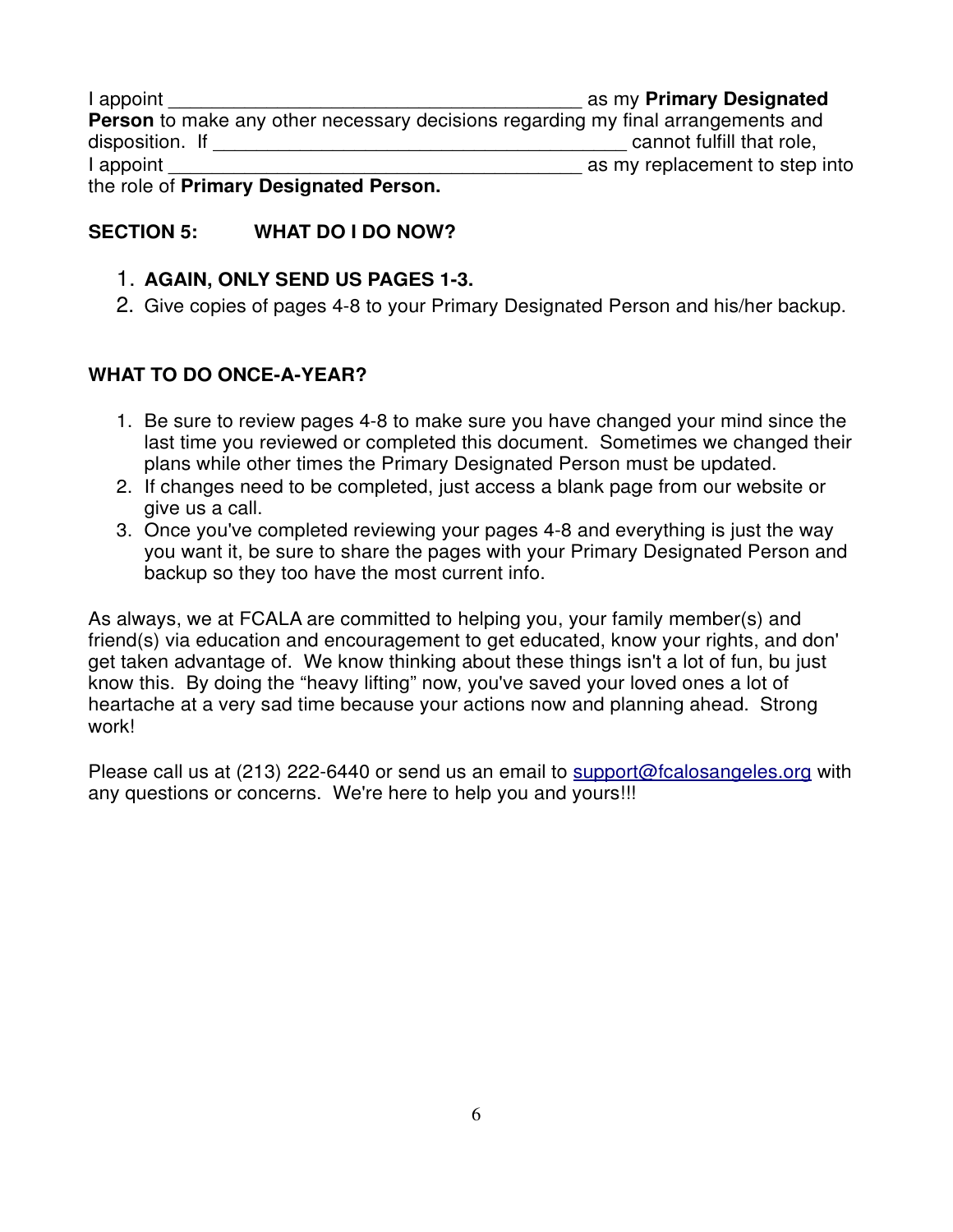I appoint ________________________________________ as my **Primary Designated Person** to make any other necessary decisions regarding my final arrangements and disposition. If ________________________________________ cannot fulfill that role, I appoint ________________________________________ as my replacement to step into the role of **Primary Designated Person.**

## SECTION 5: WHAT DO I DO NOW?

1. **AGAIN, ONLY SEND US PAGES 1-3.**
2. Give copies of pages 4-8 to your Primary Designated Person and his/her backup.

## WHAT TO DO ONCE-A-YEAR?

1. Be sure to review pages 4-8 to make sure you have changed your mind since the last time you reviewed or completed this document. Sometimes we changed their plans while other times the Primary Designated Person must be updated.
2. If changes need to be completed, just access a blank page from our website or give us a call.
3. Once you've completed reviewing your pages 4-8 and everything is just the way you want it, be sure to share the pages with your Primary Designated Person and backup so they too have the most current info.

As always, we at FCALA are committed to helping you, your family member(s) and friend(s) via education and encouragement to get educated, know your rights, and don' get taken advantage of. We know thinking about these things isn't a lot of fun, bu just know this. By doing the "heavy lifting" now, you've saved your loved ones a lot of heartache at a very sad time because your actions now and planning ahead. Strong work!

Please call us at (213) 222-6440 or send us an email to support@fcalosangeles.org with any questions or concerns. We're here to help you and yours!!!